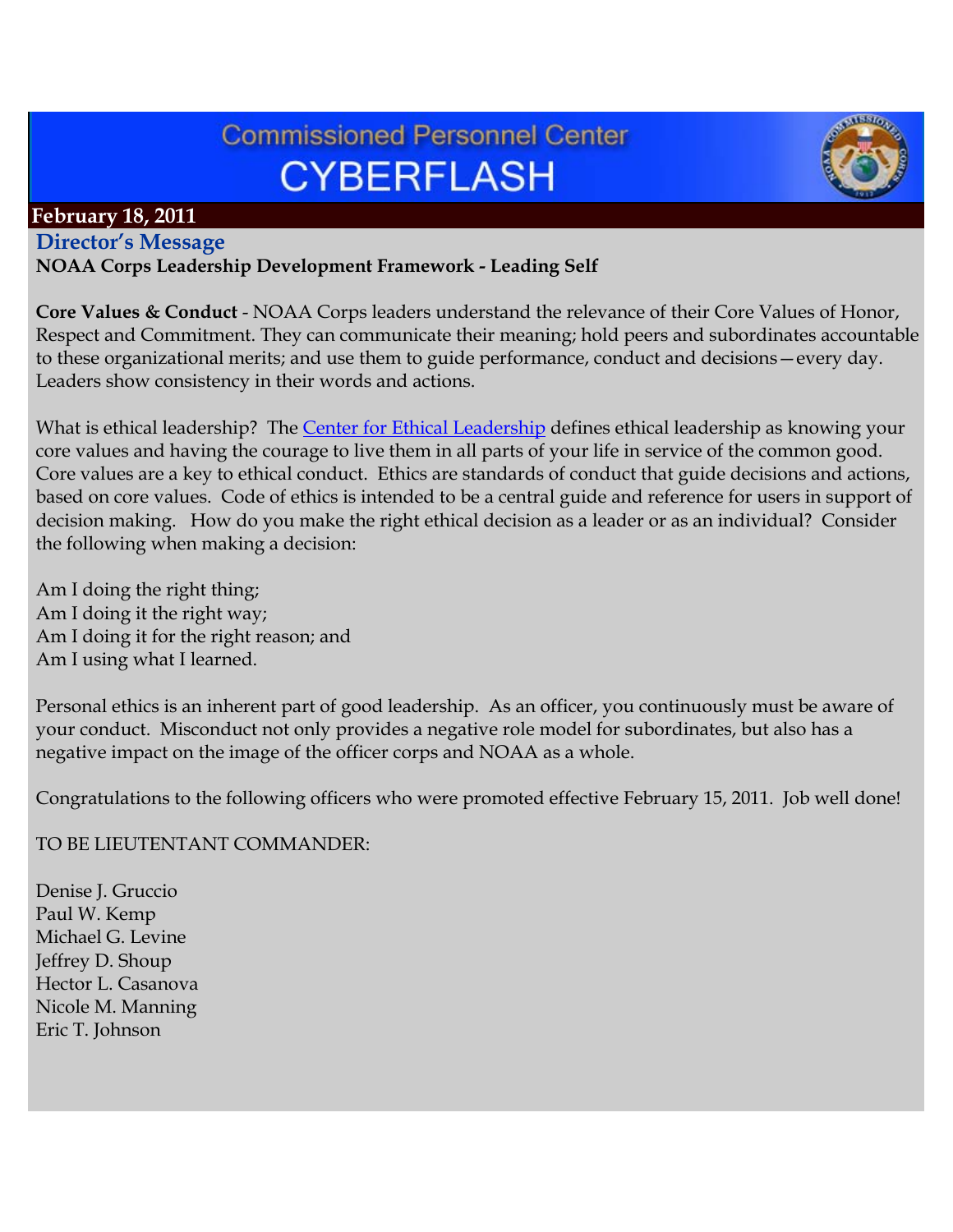# Commissioned Personnel Center CYBERFLASH

**February 18, 2011**

## Director's Message

**NOAA Corps Leadership Development Framework - Leading Self**

**Core Values & Conduct** - NOAA Corps leaders understand the relevance of their Core Values of Honor, Respect and Commitment. They can communicate their meaning; hold peers and subordinates accountable to these organizational merits; and use them to guide performance, conduct and decisions—every day. Leaders show consistency in their words and actions.

What is ethical leadership? The Center for Ethical Leadership defines ethical leadership as knowing your core values and having the courage to live them in all parts of your life in service of the common good. Core values are a key to ethical conduct. Ethics are standards of conduct that guide decisions and actions, based on core values. Code of ethics is intended to be a central guide and reference for users in support of decision making. How do you make the right ethical decision as a leader or as an individual? Consider the following when making a decision:

Am I doing the right thing;  
Am I doing it the right way;  
Am I doing it for the right reason; and  
Am I using what I learned.

Personal ethics is an inherent part of good leadership. As an officer, you continuously must be aware of your conduct. Misconduct not only provides a negative role model for subordinates, but also has a negative impact on the image of the officer corps and NOAA as a whole.

Congratulations to the following officers who were promoted effective February 15, 2011. Job well done!

TO BE LIEUTENTANT COMMANDER:

Denise J. Gruccio  
Paul W. Kemp  
Michael G. Levine  
Jeffrey D. Shoup  
Hector L. Casanova  
Nicole M. Manning  
Eric T. Johnson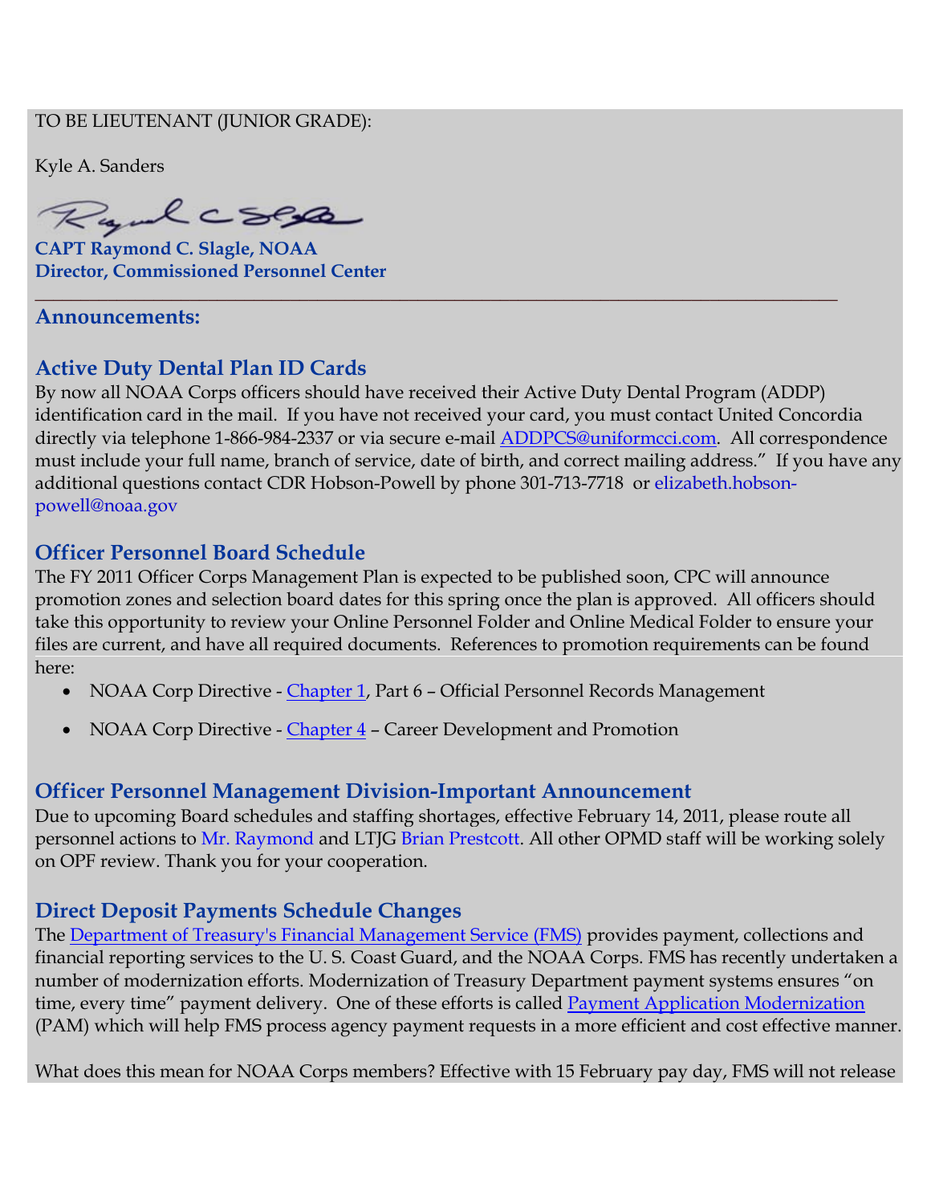TO BE LIEUTENANT (JUNIOR GRADE):

Kyle A. Sanders

**CAPT Raymond C. Slagle, NOAA**
**Director, Commissioned Personnel Center**

---

## Announcements:

### Active Duty Dental Plan ID Cards

By now all NOAA Corps officers should have received their Active Duty Dental Program (ADDP) identification card in the mail. If you have not received your card, you must contact United Concordia directly via telephone 1-866-984-2337 or via secure e-mail ADDPCS@uniformcci.com. All correspondence must include your full name, branch of service, date of birth, and correct mailing address." If you have any additional questions contact CDR Hobson-Powell by phone 301-713-7718 or elizabeth.hobson-powell@noaa.gov

### Officer Personnel Board Schedule

The FY 2011 Officer Corps Management Plan is expected to be published soon, CPC will announce promotion zones and selection board dates for this spring once the plan is approved. All officers should take this opportunity to review your Online Personnel Folder and Online Medical Folder to ensure your files are current, and have all required documents. References to promotion requirements can be found here:

- NOAA Corp Directive - Chapter 1, Part 6 – Official Personnel Records Management
- NOAA Corp Directive - Chapter 4 – Career Development and Promotion

### Officer Personnel Management Division-Important Announcement

Due to upcoming Board schedules and staffing shortages, effective February 14, 2011, please route all personnel actions to Mr. Raymond and LTJG Brian Prestcott. All other OPMD staff will be working solely on OPF review. Thank you for your cooperation.

### Direct Deposit Payments Schedule Changes

The Department of Treasury's Financial Management Service (FMS) provides payment, collections and financial reporting services to the U. S. Coast Guard, and the NOAA Corps. FMS has recently undertaken a number of modernization efforts. Modernization of Treasury Department payment systems ensures "on time, every time" payment delivery. One of these efforts is called Payment Application Modernization (PAM) which will help FMS process agency payment requests in a more efficient and cost effective manner.

What does this mean for NOAA Corps members? Effective with 15 February pay day, FMS will not release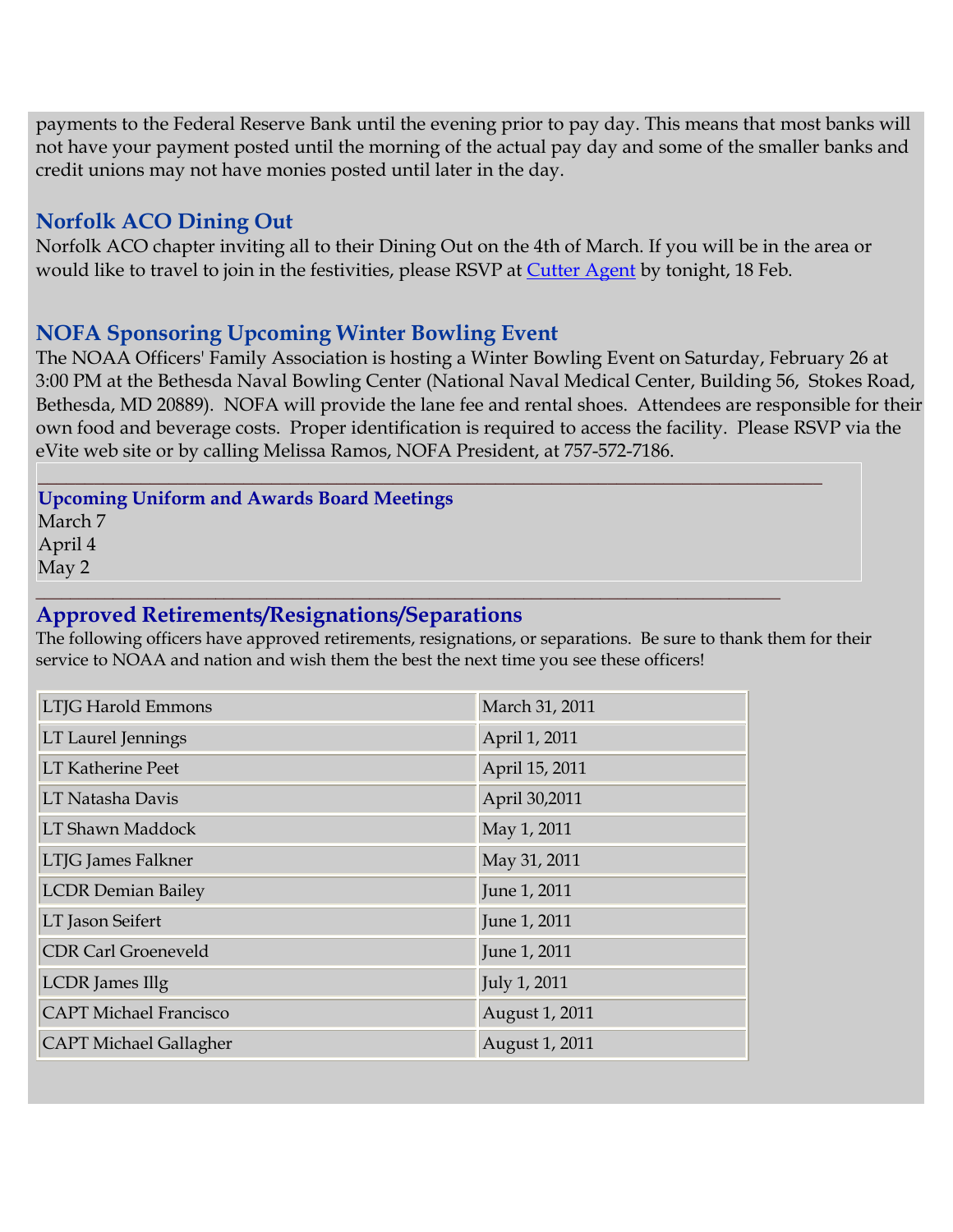payments to the Federal Reserve Bank until the evening prior to pay day. This means that most banks will not have your payment posted until the morning of the actual pay day and some of the smaller banks and credit unions may not have monies posted until later in the day.

## Norfolk ACO Dining Out

Norfolk ACO chapter inviting all to their Dining Out on the 4th of March. If you will be in the area or would like to travel to join in the festivities, please RSVP at [Cutter Agent]() by tonight, 18 Feb.

## NOFA Sponsoring Upcoming Winter Bowling Event

The NOAA Officers' Family Association is hosting a Winter Bowling Event on Saturday, February 26 at 3:00 PM at the Bethesda Naval Bowling Center (National Naval Medical Center, Building 56, Stokes Road, Bethesda, MD 20889). NOFA will provide the lane fee and rental shoes. Attendees are responsible for their own food and beverage costs. Proper identification is required to access the facility. Please RSVP via the eVite web site or by calling Melissa Ramos, NOFA President, at 757-572-7186.

---

**Upcoming Uniform and Awards Board Meetings**

March 7
April 4
May 2

---

## Approved Retirements/Resignations/Separations

The following officers have approved retirements, resignations, or separations. Be sure to thank them for their service to NOAA and nation and wish them the best the next time you see these officers!

| | |
|---|---|
| LTJG Harold Emmons | March 31, 2011 |
| LT Laurel Jennings | April 1, 2011 |
| LT Katherine Peet | April 15, 2011 |
| LT Natasha Davis | April 30,2011 |
| LT Shawn Maddock | May 1, 2011 |
| LTJG James Falkner | May 31, 2011 |
| LCDR Demian Bailey | June 1, 2011 |
| LT Jason Seifert | June 1, 2011 |
| CDR Carl Groeneveld | June 1, 2011 |
| LCDR James Illg | July 1, 2011 |
| CAPT Michael Francisco | August 1, 2011 |
| CAPT Michael Gallagher | August 1, 2011 |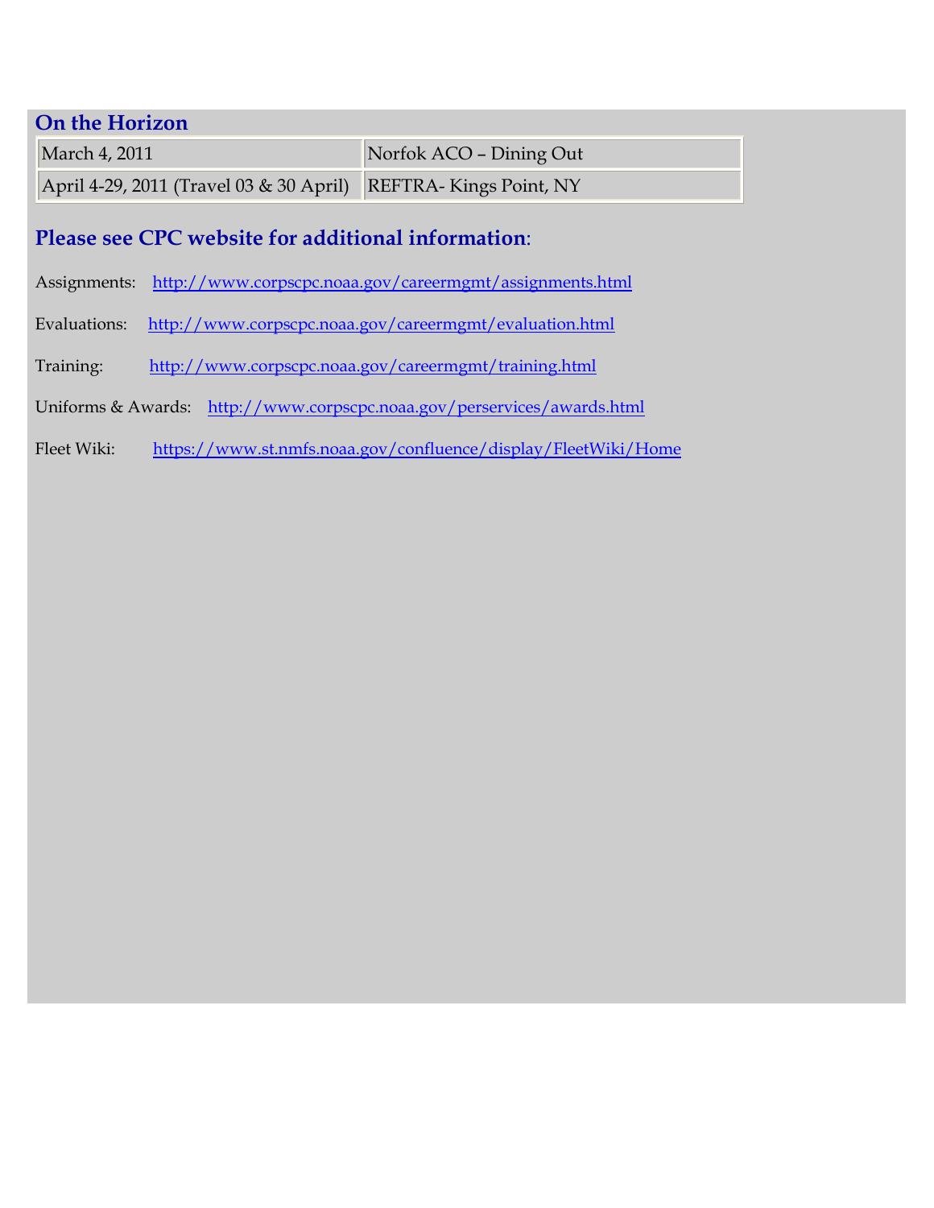## On the Horizon

| | |
|---|---|
| March 4, 2011 | Norfok ACO – Dining Out |
| April 4-29, 2011 (Travel 03 & 30 April) | REFTRA- Kings Point, NY |

## Please see CPC website for additional information:

Assignments: http://www.corpscpc.noaa.gov/careermgmt/assignments.html

Evaluations: http://www.corpscpc.noaa.gov/careermgmt/evaluation.html

Training: http://www.corpscpc.noaa.gov/careermgmt/training.html

Uniforms & Awards: http://www.corpscpc.noaa.gov/perservices/awards.html

Fleet Wiki: https://www.st.nmfs.noaa.gov/confluence/display/FleetWiki/Home